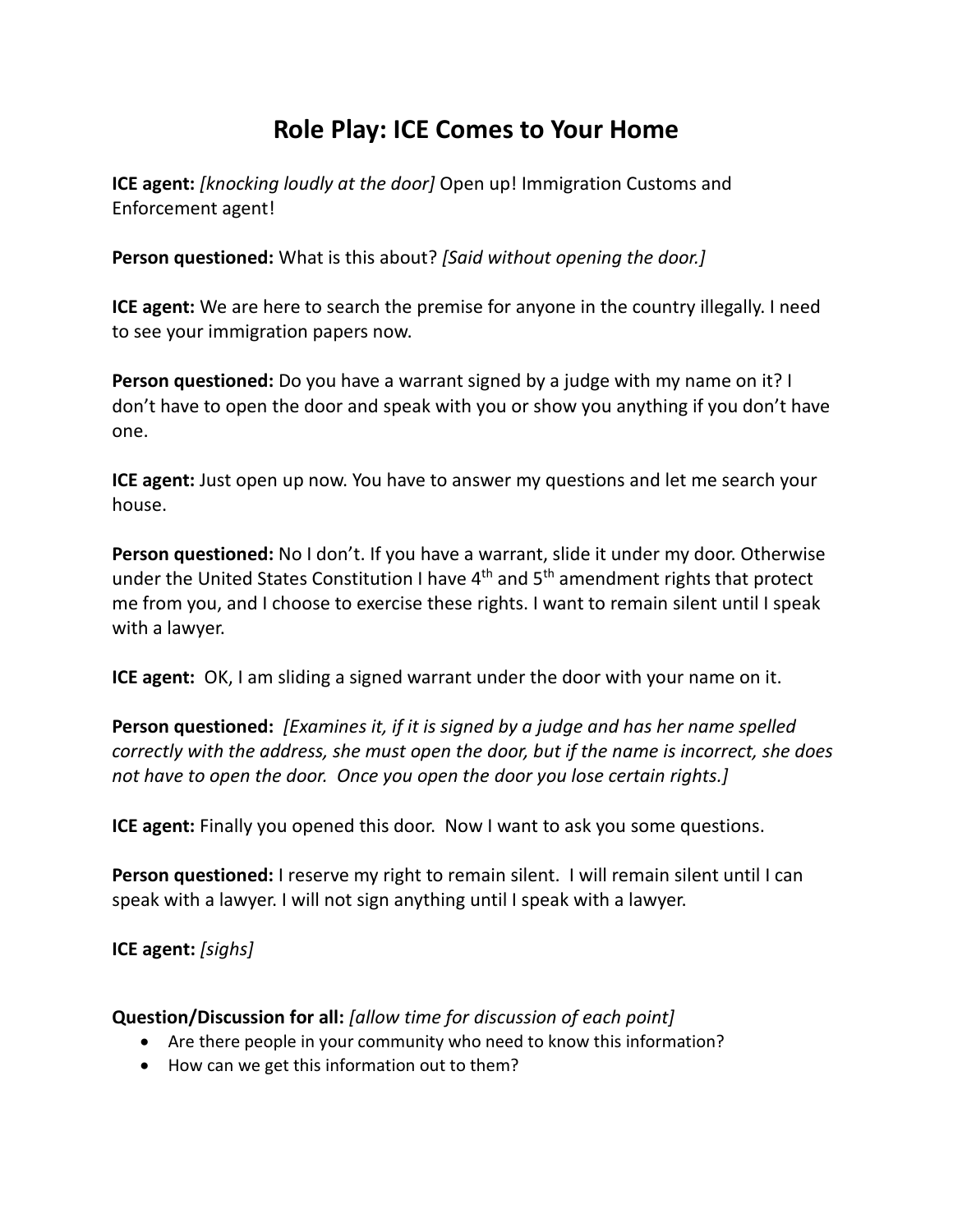# Role Play: ICE Comes to Your Home

**ICE agent:** *[knocking loudly at the door]* Open up! Immigration Customs and Enforcement agent!

**Person questioned:** What is this about? *[Said without opening the door.]*

**ICE agent:** We are here to search the premise for anyone in the country illegally. I need to see your immigration papers now.

**Person questioned:** Do you have a warrant signed by a judge with my name on it? I don't have to open the door and speak with you or show you anything if you don't have one.

**ICE agent:** Just open up now. You have to answer my questions and let me search your house.

**Person questioned:** No I don't. If you have a warrant, slide it under my door. Otherwise under the United States Constitution I have 4th and 5th amendment rights that protect me from you, and I choose to exercise these rights. I want to remain silent until I speak with a lawyer.

**ICE agent:** OK, I am sliding a signed warrant under the door with your name on it.

**Person questioned:** *[Examines it, if it is signed by a judge and has her name spelled correctly with the address, she must open the door, but if the name is incorrect, she does not have to open the door. Once you open the door you lose certain rights.]*

**ICE agent:** Finally you opened this door. Now I want to ask you some questions.

**Person questioned:** I reserve my right to remain silent. I will remain silent until I can speak with a lawyer. I will not sign anything until I speak with a lawyer.

**ICE agent:** *[sighs]*

**Question/Discussion for all:** *[allow time for discussion of each point]*

- Are there people in your community who need to know this information?
- How can we get this information out to them?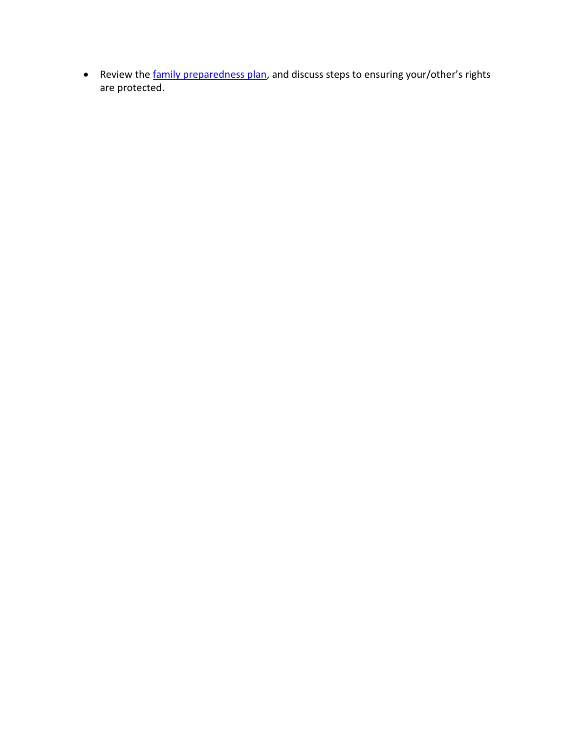- Review the family preparedness plan, and discuss steps to ensuring your/other's rights are protected.